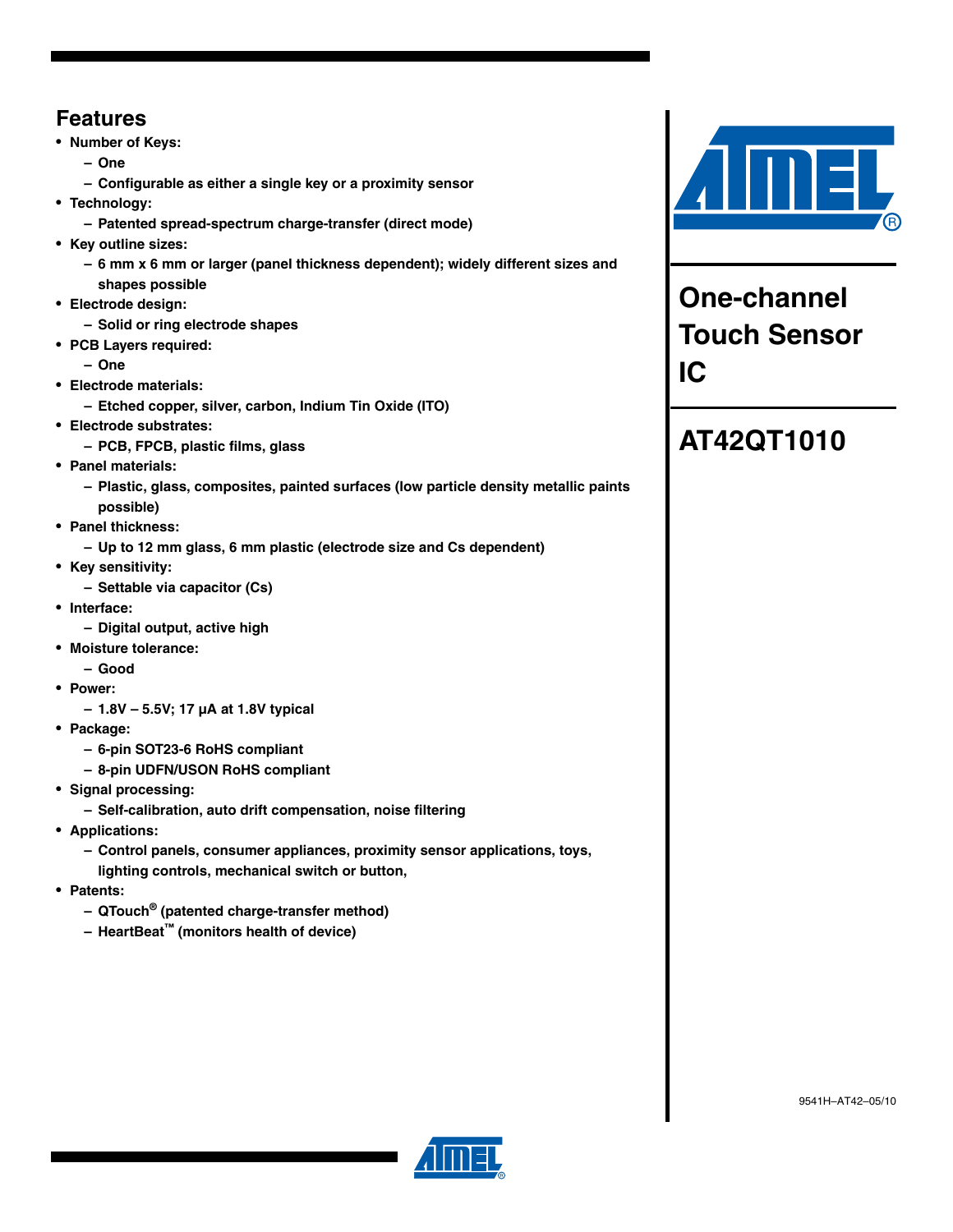## Features

- **Number of Keys:**
  - **One**
  - **Configurable as either a single key or a proximity sensor**
- **Technology:**
  - **Patented spread-spectrum charge-transfer (direct mode)**
- **Key outline sizes:**
  - **6 mm x 6 mm or larger (panel thickness dependent); widely different sizes and shapes possible**
- **Electrode design:**
  - **Solid or ring electrode shapes**
- **PCB Layers required:**
  - **One**
- **Electrode materials:**
  - **Etched copper, silver, carbon, Indium Tin Oxide (ITO)**
- **Electrode substrates:**
  - **PCB, FPCB, plastic films, glass**
- **Panel materials:**
  - **Plastic, glass, composites, painted surfaces (low particle density metallic paints possible)**
- **Panel thickness:**
  - **Up to 12 mm glass, 6 mm plastic (electrode size and Cs dependent)**
- **Key sensitivity:**
  - **Settable via capacitor (Cs)**
- **Interface:**
  - **Digital output, active high**
- **Moisture tolerance:**
  - **Good**
- **Power:**
  - **1.8V – 5.5V; 17 µA at 1.8V typical**
- **Package:**
  - **6-pin SOT23-6 RoHS compliant**
  - **8-pin UDFN/USON RoHS compliant**
- **Signal processing:**
  - **Self-calibration, auto drift compensation, noise filtering**
- **Applications:**
  - **Control panels, consumer appliances, proximity sensor applications, toys, lighting controls, mechanical switch or button,**
- **Patents:**
  - **QTouch® (patented charge-transfer method)**
  - **HeartBeat™ (monitors health of device)**

# One-channel Touch Sensor IC

# AT42QT1010

9541H–AT42–05/10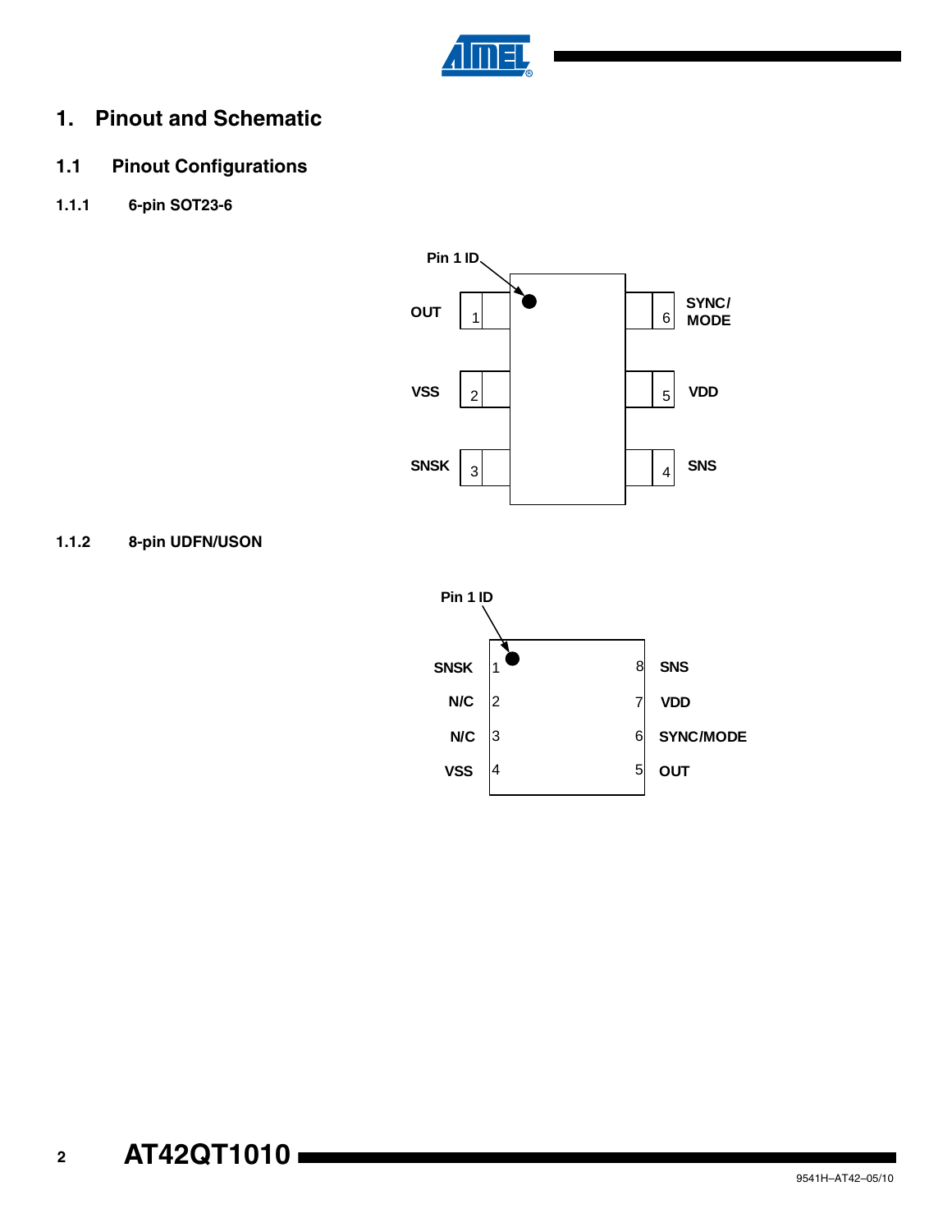# 1. Pinout and Schematic

## 1.1 Pinout Configurations

### 1.1.1 6-pin SOT23-6

Pin 1 ID

| Pin | Name | Pin | Name |
|---|---|---|---|
| 1 | OUT | 6 | SYNC/ MODE |
| 2 | VSS | 5 | VDD |
| 3 | SNSK | 4 | SNS |

### 1.1.2 8-pin UDFN/USON

Pin 1 ID

| Pin | Name | Pin | Name |
|---|---|---|---|
| 1 | SNSK | 8 | SNS |
| 2 | N/C | 7 | VDD |
| 3 | N/C | 6 | SYNC/MODE |
| 4 | VSS | 5 | OUT |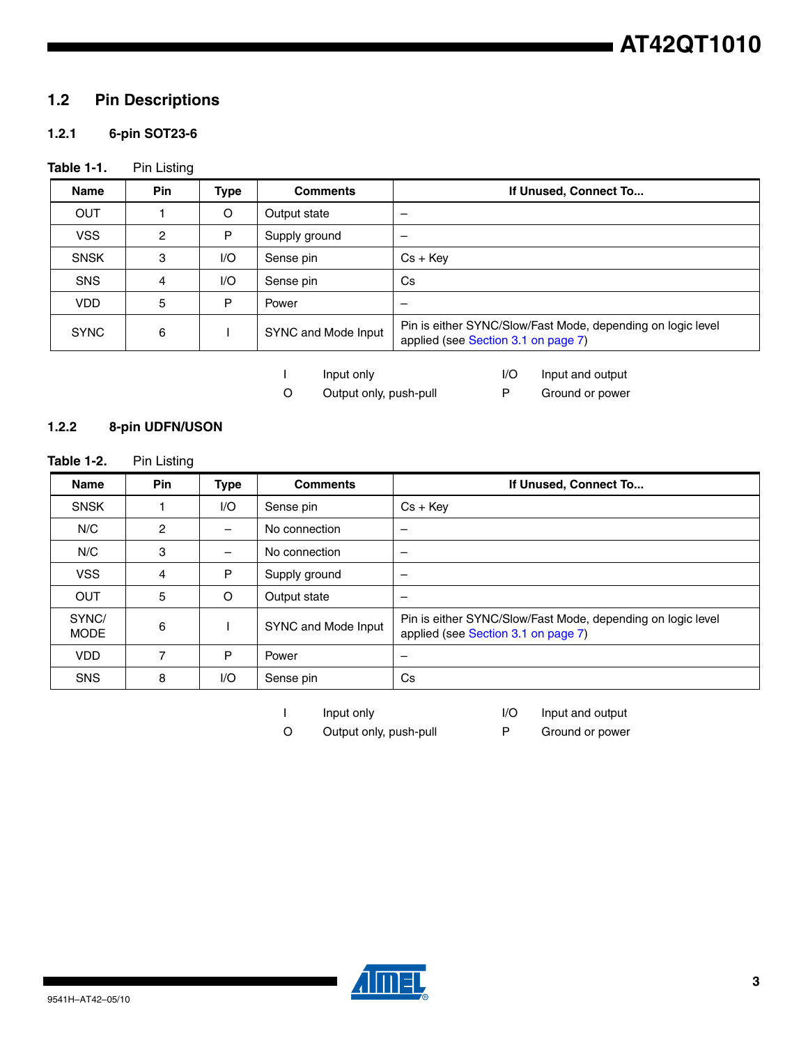## 1.2 Pin Descriptions

### 1.2.1 6-pin SOT23-6

**Table 1-1.** Pin Listing

| Name | Pin | Type | Comments | If Unused, Connect To... |
|---|---|---|---|---|
| OUT | 1 | O | Output state | – |
| VSS | 2 | P | Supply ground | – |
| SNSK | 3 | I/O | Sense pin | Cs + Key |
| SNS | 4 | I/O | Sense pin | Cs |
| VDD | 5 | P | Power | – |
| SYNC | 6 | I | SYNC and Mode Input | Pin is either SYNC/Slow/Fast Mode, depending on logic level applied (see Section 3.1 on page 7) |

| | | | |
|---|---|---|---|
| I | Input only | I/O | Input and output |
| O | Output only, push-pull | P | Ground or power |

### 1.2.2 8-pin UDFN/USON

**Table 1-2.** Pin Listing

| Name | Pin | Type | Comments | If Unused, Connect To... |
|---|---|---|---|---|
| SNSK | 1 | I/O | Sense pin | Cs + Key |
| N/C | 2 | – | No connection | – |
| N/C | 3 | – | No connection | – |
| VSS | 4 | P | Supply ground | – |
| OUT | 5 | O | Output state | – |
| SYNC/ MODE | 6 | I | SYNC and Mode Input | Pin is either SYNC/Slow/Fast Mode, depending on logic level applied (see Section 3.1 on page 7) |
| VDD | 7 | P | Power | – |
| SNS | 8 | I/O | Sense pin | Cs |

| | | | |
|---|---|---|---|
| I | Input only | I/O | Input and output |
| O | Output only, push-pull | P | Ground or power |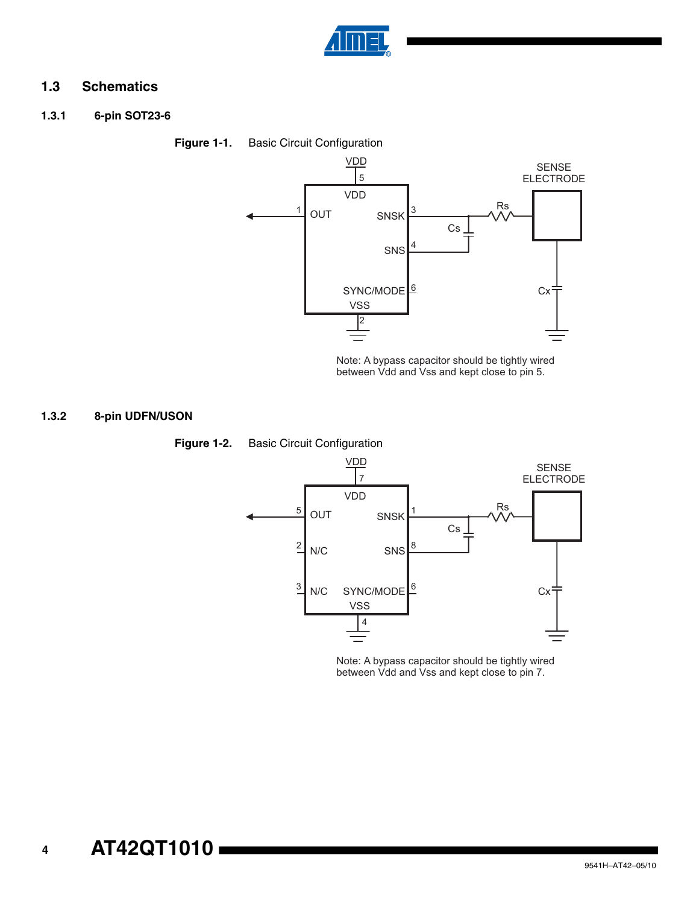## 1.3 Schematics

### 1.3.1 6-pin SOT23-6

**Figure 1-1.** Basic Circuit Configuration

Note: A bypass capacitor should be tightly wired between Vdd and Vss and kept close to pin 5.

### 1.3.2 8-pin UDFN/USON

**Figure 1-2.** Basic Circuit Configuration

Note: A bypass capacitor should be tightly wired between Vdd and Vss and kept close to pin 7.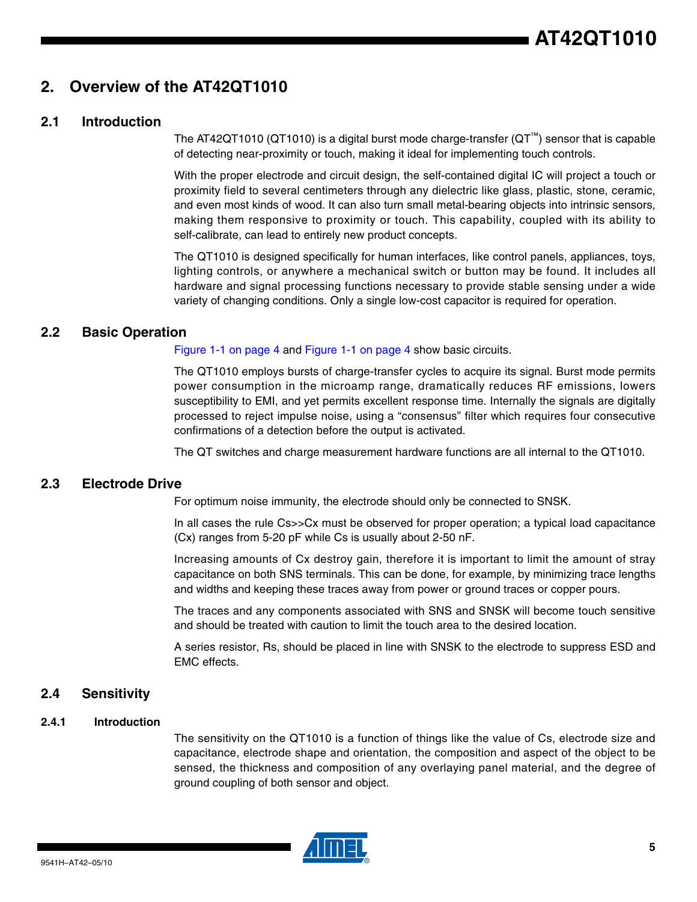# 2. Overview of the AT42QT1010

## 2.1 Introduction

The AT42QT1010 (QT1010) is a digital burst mode charge-transfer (QT™) sensor that is capable of detecting near-proximity or touch, making it ideal for implementing touch controls.

With the proper electrode and circuit design, the self-contained digital IC will project a touch or proximity field to several centimeters through any dielectric like glass, plastic, stone, ceramic, and even most kinds of wood. It can also turn small metal-bearing objects into intrinsic sensors, making them responsive to proximity or touch. This capability, coupled with its ability to self-calibrate, can lead to entirely new product concepts.

The QT1010 is designed specifically for human interfaces, like control panels, appliances, toys, lighting controls, or anywhere a mechanical switch or button may be found. It includes all hardware and signal processing functions necessary to provide stable sensing under a wide variety of changing conditions. Only a single low-cost capacitor is required for operation.

## 2.2 Basic Operation

Figure 1-1 on page 4 and Figure 1-1 on page 4 show basic circuits.

The QT1010 employs bursts of charge-transfer cycles to acquire its signal. Burst mode permits power consumption in the microamp range, dramatically reduces RF emissions, lowers susceptibility to EMI, and yet permits excellent response time. Internally the signals are digitally processed to reject impulse noise, using a "consensus" filter which requires four consecutive confirmations of a detection before the output is activated.

The QT switches and charge measurement hardware functions are all internal to the QT1010.

## 2.3 Electrode Drive

For optimum noise immunity, the electrode should only be connected to SNSK.

In all cases the rule Cs>>Cx must be observed for proper operation; a typical load capacitance (Cx) ranges from 5-20 pF while Cs is usually about 2-50 nF.

Increasing amounts of Cx destroy gain, therefore it is important to limit the amount of stray capacitance on both SNS terminals. This can be done, for example, by minimizing trace lengths and widths and keeping these traces away from power or ground traces or copper pours.

The traces and any components associated with SNS and SNSK will become touch sensitive and should be treated with caution to limit the touch area to the desired location.

A series resistor, Rs, should be placed in line with SNSK to the electrode to suppress ESD and EMC effects.

## 2.4 Sensitivity

### 2.4.1 Introduction

The sensitivity on the QT1010 is a function of things like the value of Cs, electrode size and capacitance, electrode shape and orientation, the composition and aspect of the object to be sensed, the thickness and composition of any overlaying panel material, and the degree of ground coupling of both sensor and object.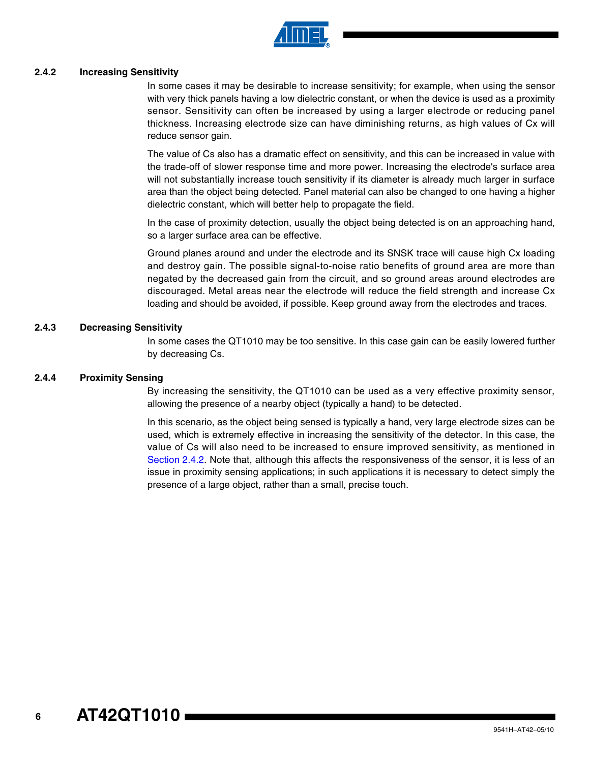### 2.4.2 Increasing Sensitivity

In some cases it may be desirable to increase sensitivity; for example, when using the sensor with very thick panels having a low dielectric constant, or when the device is used as a proximity sensor. Sensitivity can often be increased by using a larger electrode or reducing panel thickness. Increasing electrode size can have diminishing returns, as high values of Cx will reduce sensor gain.

The value of Cs also has a dramatic effect on sensitivity, and this can be increased in value with the trade-off of slower response time and more power. Increasing the electrode's surface area will not substantially increase touch sensitivity if its diameter is already much larger in surface area than the object being detected. Panel material can also be changed to one having a higher dielectric constant, which will better help to propagate the field.

In the case of proximity detection, usually the object being detected is on an approaching hand, so a larger surface area can be effective.

Ground planes around and under the electrode and its SNSK trace will cause high Cx loading and destroy gain. The possible signal-to-noise ratio benefits of ground area are more than negated by the decreased gain from the circuit, and so ground areas around electrodes are discouraged. Metal areas near the electrode will reduce the field strength and increase Cx loading and should be avoided, if possible. Keep ground away from the electrodes and traces.

### 2.4.3 Decreasing Sensitivity

In some cases the QT1010 may be too sensitive. In this case gain can be easily lowered further by decreasing Cs.

### 2.4.4 Proximity Sensing

By increasing the sensitivity, the QT1010 can be used as a very effective proximity sensor, allowing the presence of a nearby object (typically a hand) to be detected.

In this scenario, as the object being sensed is typically a hand, very large electrode sizes can be used, which is extremely effective in increasing the sensitivity of the detector. In this case, the value of Cs will also need to be increased to ensure improved sensitivity, as mentioned in Section 2.4.2. Note that, although this affects the responsiveness of the sensor, it is less of an issue in proximity sensing applications; in such applications it is necessary to detect simply the presence of a large object, rather than a small, precise touch.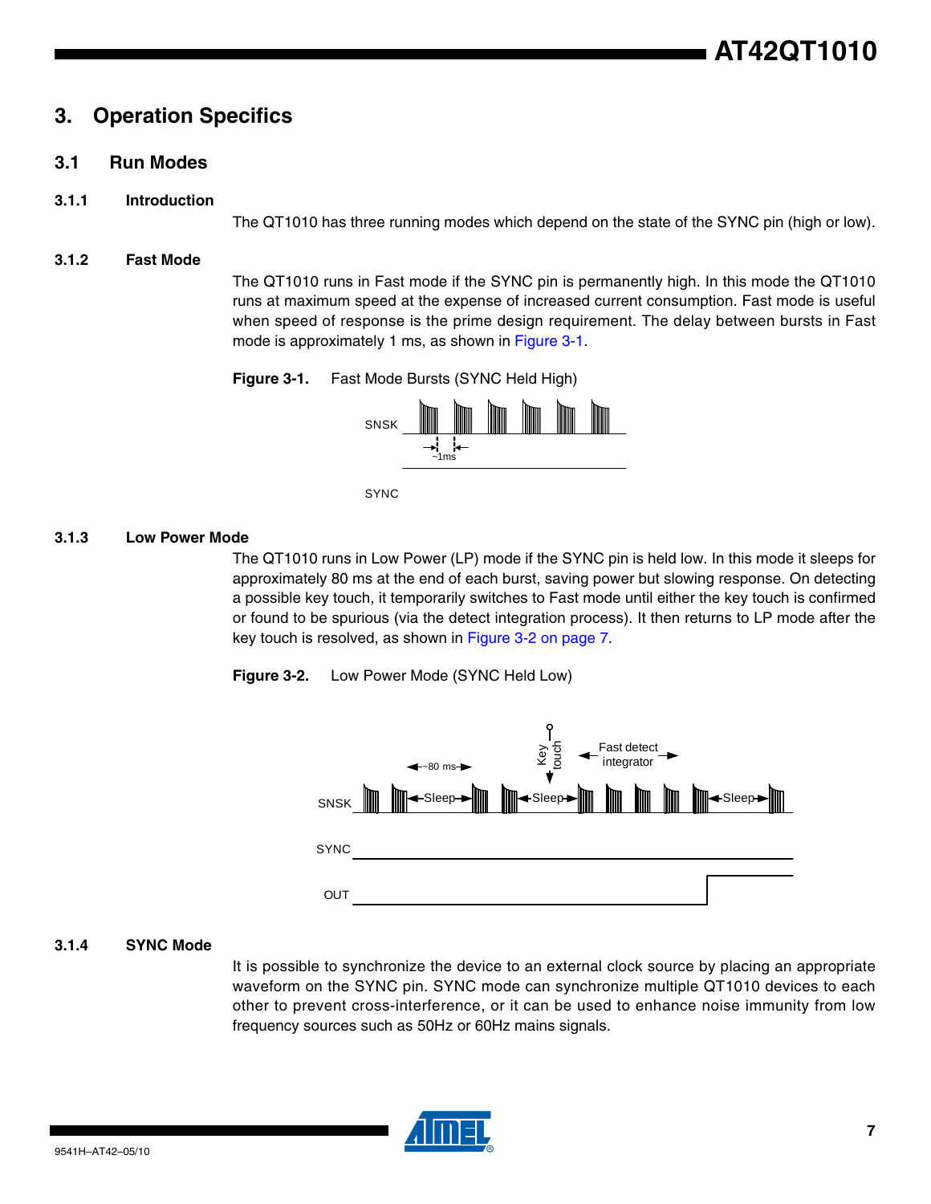# 3. Operation Specifics

## 3.1 Run Modes

### 3.1.1 Introduction

The QT1010 has three running modes which depend on the state of the SYNC pin (high or low).

### 3.1.2 Fast Mode

The QT1010 runs in Fast mode if the SYNC pin is permanently high. In this mode the QT1010 runs at maximum speed at the expense of increased current consumption. Fast mode is useful when speed of response is the prime design requirement. The delay between bursts in Fast mode is approximately 1 ms, as shown in Figure 3-1.

**Figure 3-1.** Fast Mode Bursts (SYNC Held High)

### 3.1.3 Low Power Mode

The QT1010 runs in Low Power (LP) mode if the SYNC pin is held low. In this mode it sleeps for approximately 80 ms at the end of each burst, saving power but slowing response. On detecting a possible key touch, it temporarily switches to Fast mode until either the key touch is confirmed or found to be spurious (via the detect integration process). It then returns to LP mode after the key touch is resolved, as shown in Figure 3-2 on page 7.

**Figure 3-2.** Low Power Mode (SYNC Held Low)

### 3.1.4 SYNC Mode

It is possible to synchronize the device to an external clock source by placing an appropriate waveform on the SYNC pin. SYNC mode can synchronize multiple QT1010 devices to each other to prevent cross-interference, or it can be used to enhance noise immunity from low frequency sources such as 50Hz or 60Hz mains signals.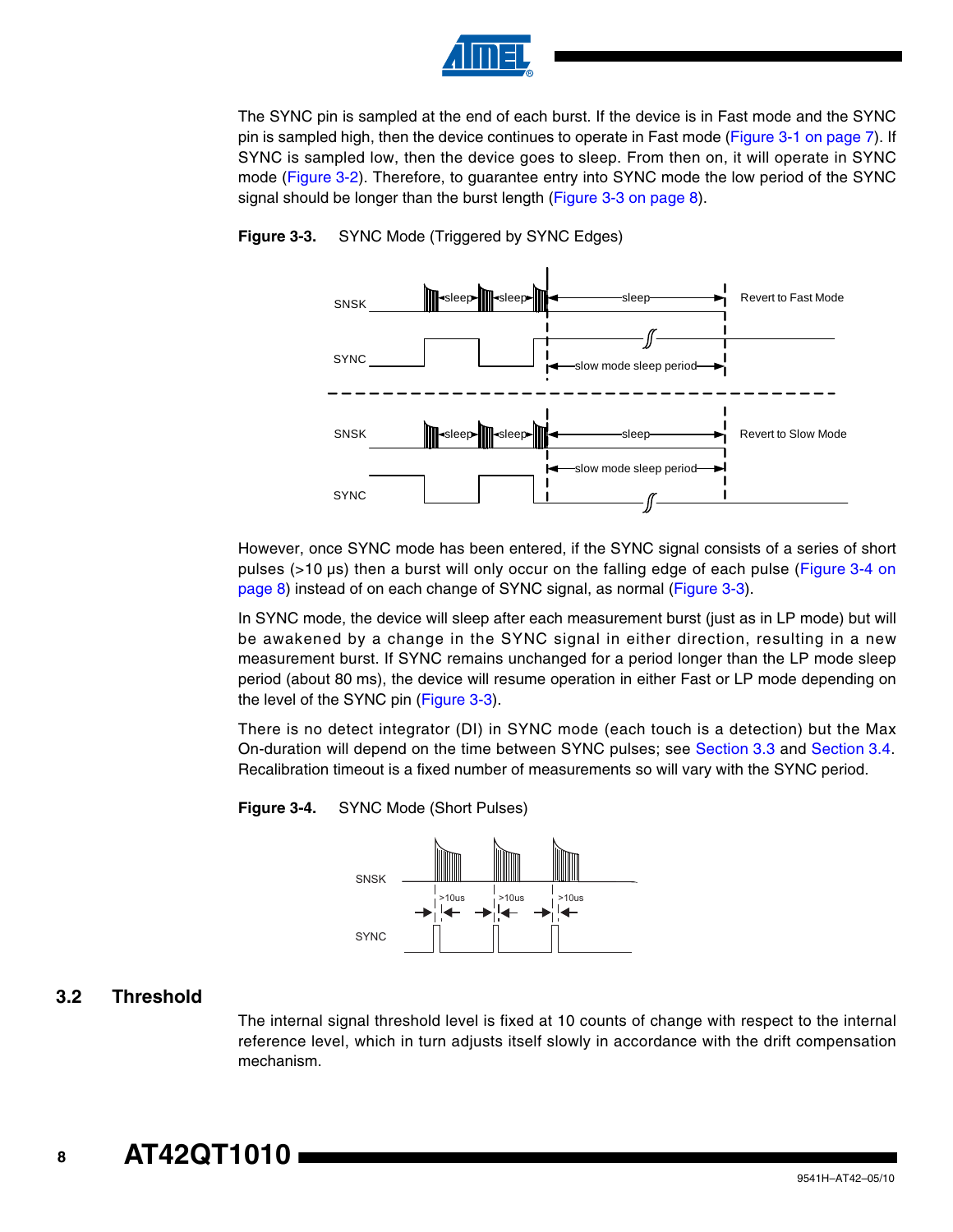The SYNC pin is sampled at the end of each burst. If the device is in Fast mode and the SYNC pin is sampled high, then the device continues to operate in Fast mode (Figure 3-1 on page 7). If SYNC is sampled low, then the device goes to sleep. From then on, it will operate in SYNC mode (Figure 3-2). Therefore, to guarantee entry into SYNC mode the low period of the SYNC signal should be longer than the burst length (Figure 3-3 on page 8).

**Figure 3-3.** SYNC Mode (Triggered by SYNC Edges)

However, once SYNC mode has been entered, if the SYNC signal consists of a series of short pulses (>10 µs) then a burst will only occur on the falling edge of each pulse (Figure 3-4 on page 8) instead of on each change of SYNC signal, as normal (Figure 3-3).

In SYNC mode, the device will sleep after each measurement burst (just as in LP mode) but will be awakened by a change in the SYNC signal in either direction, resulting in a new measurement burst. If SYNC remains unchanged for a period longer than the LP mode sleep period (about 80 ms), the device will resume operation in either Fast or LP mode depending on the level of the SYNC pin (Figure 3-3).

There is no detect integrator (DI) in SYNC mode (each touch is a detection) but the Max On-duration will depend on the time between SYNC pulses; see Section 3.3 and Section 3.4. Recalibration timeout is a fixed number of measurements so will vary with the SYNC period.

**Figure 3-4.** SYNC Mode (Short Pulses)

## 3.2 Threshold

The internal signal threshold level is fixed at 10 counts of change with respect to the internal reference level, which in turn adjusts itself slowly in accordance with the drift compensation mechanism.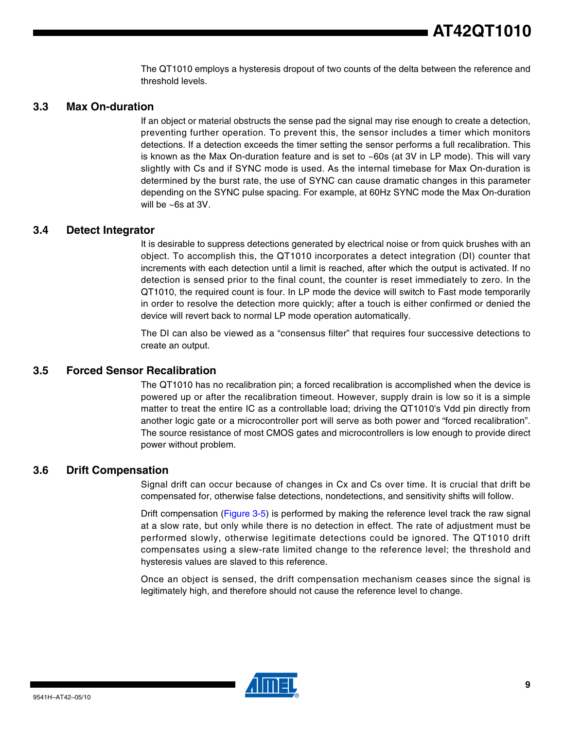The QT1010 employs a hysteresis dropout of two counts of the delta between the reference and threshold levels.

### 3.3 Max On-duration

If an object or material obstructs the sense pad the signal may rise enough to create a detection, preventing further operation. To prevent this, the sensor includes a timer which monitors detections. If a detection exceeds the timer setting the sensor performs a full recalibration. This is known as the Max On-duration feature and is set to ~60s (at 3V in LP mode). This will vary slightly with Cs and if SYNC mode is used. As the internal timebase for Max On-duration is determined by the burst rate, the use of SYNC can cause dramatic changes in this parameter depending on the SYNC pulse spacing. For example, at 60Hz SYNC mode the Max On-duration will be ~6s at 3V.

### 3.4 Detect Integrator

It is desirable to suppress detections generated by electrical noise or from quick brushes with an object. To accomplish this, the QT1010 incorporates a detect integration (DI) counter that increments with each detection until a limit is reached, after which the output is activated. If no detection is sensed prior to the final count, the counter is reset immediately to zero. In the QT1010, the required count is four. In LP mode the device will switch to Fast mode temporarily in order to resolve the detection more quickly; after a touch is either confirmed or denied the device will revert back to normal LP mode operation automatically.

The DI can also be viewed as a “consensus filter” that requires four successive detections to create an output.

### 3.5 Forced Sensor Recalibration

The QT1010 has no recalibration pin; a forced recalibration is accomplished when the device is powered up or after the recalibration timeout. However, supply drain is low so it is a simple matter to treat the entire IC as a controllable load; driving the QT1010's Vdd pin directly from another logic gate or a microcontroller port will serve as both power and “forced recalibration”. The source resistance of most CMOS gates and microcontrollers is low enough to provide direct power without problem.

### 3.6 Drift Compensation

Signal drift can occur because of changes in Cx and Cs over time. It is crucial that drift be compensated for, otherwise false detections, nondetections, and sensitivity shifts will follow.

Drift compensation (Figure 3-5) is performed by making the reference level track the raw signal at a slow rate, but only while there is no detection in effect. The rate of adjustment must be performed slowly, otherwise legitimate detections could be ignored. The QT1010 drift compensates using a slew-rate limited change to the reference level; the threshold and hysteresis values are slaved to this reference.

Once an object is sensed, the drift compensation mechanism ceases since the signal is legitimately high, and therefore should not cause the reference level to change.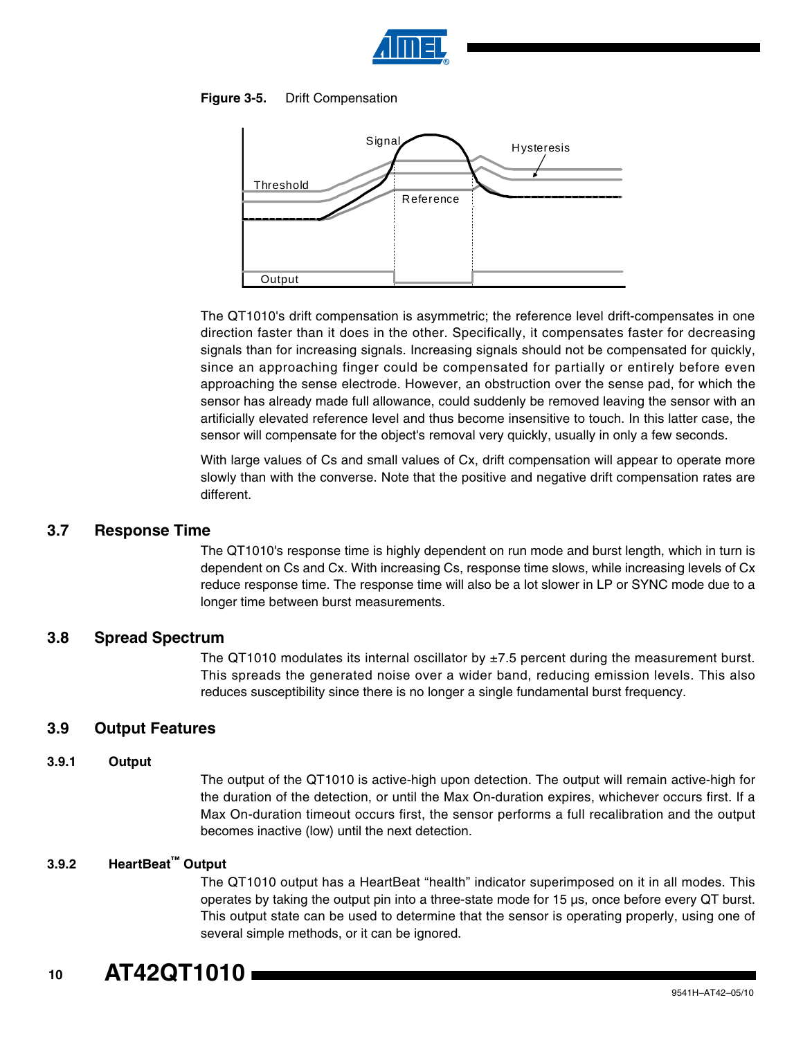**Figure 3-5.** Drift Compensation

The QT1010's drift compensation is asymmetric; the reference level drift-compensates in one direction faster than it does in the other. Specifically, it compensates faster for decreasing signals than for increasing signals. Increasing signals should not be compensated for quickly, since an approaching finger could be compensated for partially or entirely before even approaching the sense electrode. However, an obstruction over the sense pad, for which the sensor has already made full allowance, could suddenly be removed leaving the sensor with an artificially elevated reference level and thus become insensitive to touch. In this latter case, the sensor will compensate for the object's removal very quickly, usually in only a few seconds.

With large values of Cs and small values of Cx, drift compensation will appear to operate more slowly than with the converse. Note that the positive and negative drift compensation rates are different.

## 3.7 Response Time

The QT1010's response time is highly dependent on run mode and burst length, which in turn is dependent on Cs and Cx. With increasing Cs, response time slows, while increasing levels of Cx reduce response time. The response time will also be a lot slower in LP or SYNC mode due to a longer time between burst measurements.

## 3.8 Spread Spectrum

The QT1010 modulates its internal oscillator by ±7.5 percent during the measurement burst. This spreads the generated noise over a wider band, reducing emission levels. This also reduces susceptibility since there is no longer a single fundamental burst frequency.

## 3.9 Output Features

### 3.9.1 Output

The output of the QT1010 is active-high upon detection. The output will remain active-high for the duration of the detection, or until the Max On-duration expires, whichever occurs first. If a Max On-duration timeout occurs first, the sensor performs a full recalibration and the output becomes inactive (low) until the next detection.

### 3.9.2 HeartBeat™ Output

The QT1010 output has a HeartBeat "health" indicator superimposed on it in all modes. This operates by taking the output pin into a three-state mode for 15 µs, once before every QT burst. This output state can be used to determine that the sensor is operating properly, using one of several simple methods, or it can be ignored.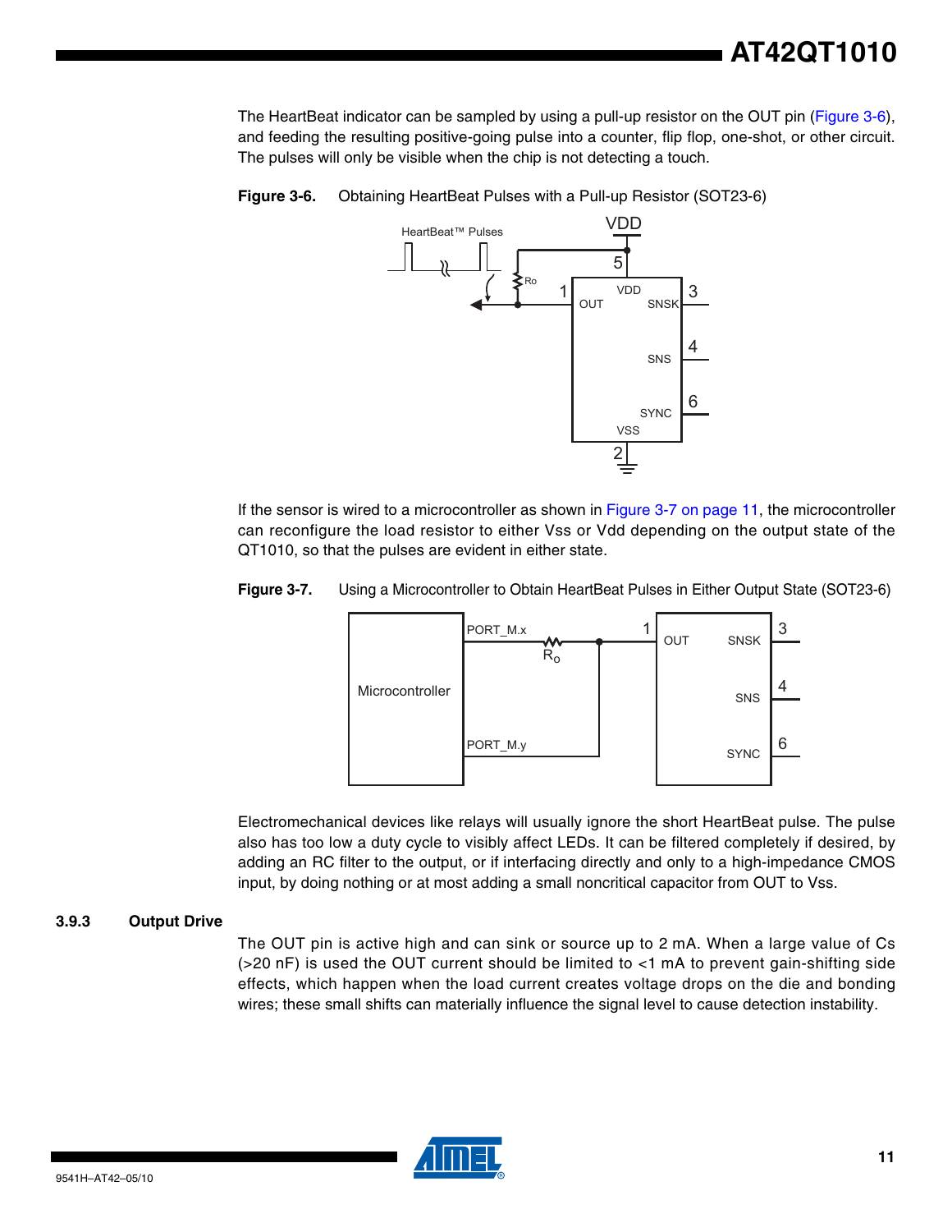The HeartBeat indicator can be sampled by using a pull-up resistor on the OUT pin (Figure 3-6), and feeding the resulting positive-going pulse into a counter, flip flop, one-shot, or other circuit. The pulses will only be visible when the chip is not detecting a touch.

**Figure 3-6.** Obtaining HeartBeat Pulses with a Pull-up Resistor (SOT23-6)

If the sensor is wired to a microcontroller as shown in Figure 3-7 on page 11, the microcontroller can reconfigure the load resistor to either Vss or Vdd depending on the output state of the QT1010, so that the pulses are evident in either state.

**Figure 3-7.** Using a Microcontroller to Obtain HeartBeat Pulses in Either Output State (SOT23-6)

Electromechanical devices like relays will usually ignore the short HeartBeat pulse. The pulse also has too low a duty cycle to visibly affect LEDs. It can be filtered completely if desired, by adding an RC filter to the output, or if interfacing directly and only to a high-impedance CMOS input, by doing nothing or at most adding a small noncritical capacitor from OUT to Vss.

### 3.9.3 Output Drive

The OUT pin is active high and can sink or source up to 2 mA. When a large value of Cs (>20 nF) is used the OUT current should be limited to <1 mA to prevent gain-shifting side effects, which happen when the load current creates voltage drops on the die and bonding wires; these small shifts can materially influence the signal level to cause detection instability.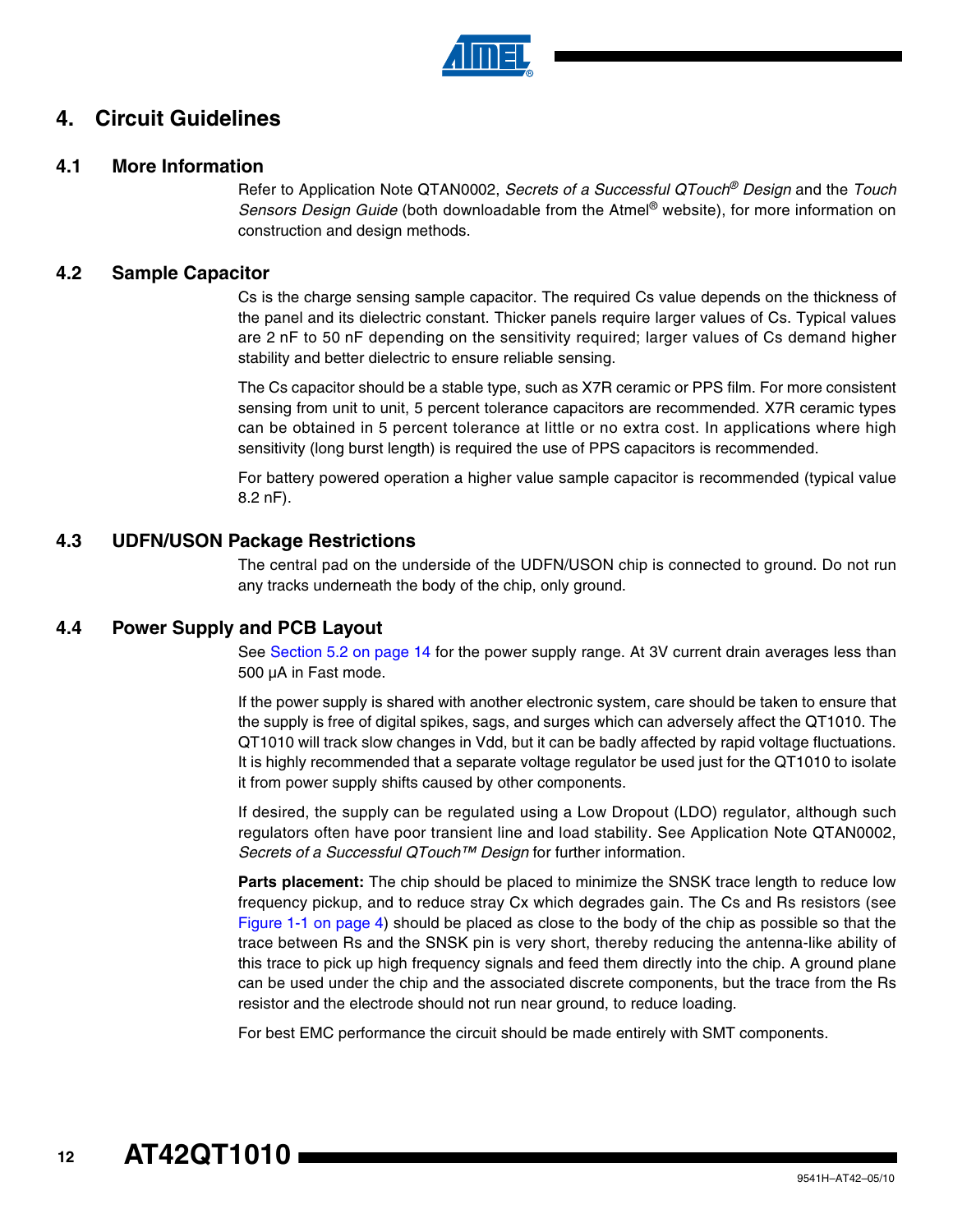# 4. Circuit Guidelines

## 4.1 More Information

Refer to Application Note QTAN0002, *Secrets of a Successful QTouch® Design* and the *Touch Sensors Design Guide* (both downloadable from the Atmel® website), for more information on construction and design methods.

## 4.2 Sample Capacitor

Cs is the charge sensing sample capacitor. The required Cs value depends on the thickness of the panel and its dielectric constant. Thicker panels require larger values of Cs. Typical values are 2 nF to 50 nF depending on the sensitivity required; larger values of Cs demand higher stability and better dielectric to ensure reliable sensing.

The Cs capacitor should be a stable type, such as X7R ceramic or PPS film. For more consistent sensing from unit to unit, 5 percent tolerance capacitors are recommended. X7R ceramic types can be obtained in 5 percent tolerance at little or no extra cost. In applications where high sensitivity (long burst length) is required the use of PPS capacitors is recommended.

For battery powered operation a higher value sample capacitor is recommended (typical value 8.2 nF).

## 4.3 UDFN/USON Package Restrictions

The central pad on the underside of the UDFN/USON chip is connected to ground. Do not run any tracks underneath the body of the chip, only ground.

## 4.4 Power Supply and PCB Layout

See Section 5.2 on page 14 for the power supply range. At 3V current drain averages less than 500 µA in Fast mode.

If the power supply is shared with another electronic system, care should be taken to ensure that the supply is free of digital spikes, sags, and surges which can adversely affect the QT1010. The QT1010 will track slow changes in Vdd, but it can be badly affected by rapid voltage fluctuations. It is highly recommended that a separate voltage regulator be used just for the QT1010 to isolate it from power supply shifts caused by other components.

If desired, the supply can be regulated using a Low Dropout (LDO) regulator, although such regulators often have poor transient line and load stability. See Application Note QTAN0002, *Secrets of a Successful QTouch™ Design* for further information.

**Parts placement:** The chip should be placed to minimize the SNSK trace length to reduce low frequency pickup, and to reduce stray Cx which degrades gain. The Cs and Rs resistors (see Figure 1-1 on page 4) should be placed as close to the body of the chip as possible so that the trace between Rs and the SNSK pin is very short, thereby reducing the antenna-like ability of this trace to pick up high frequency signals and feed them directly into the chip. A ground plane can be used under the chip and the associated discrete components, but the trace from the Rs resistor and the electrode should not run near ground, to reduce loading.

For best EMC performance the circuit should be made entirely with SMT components.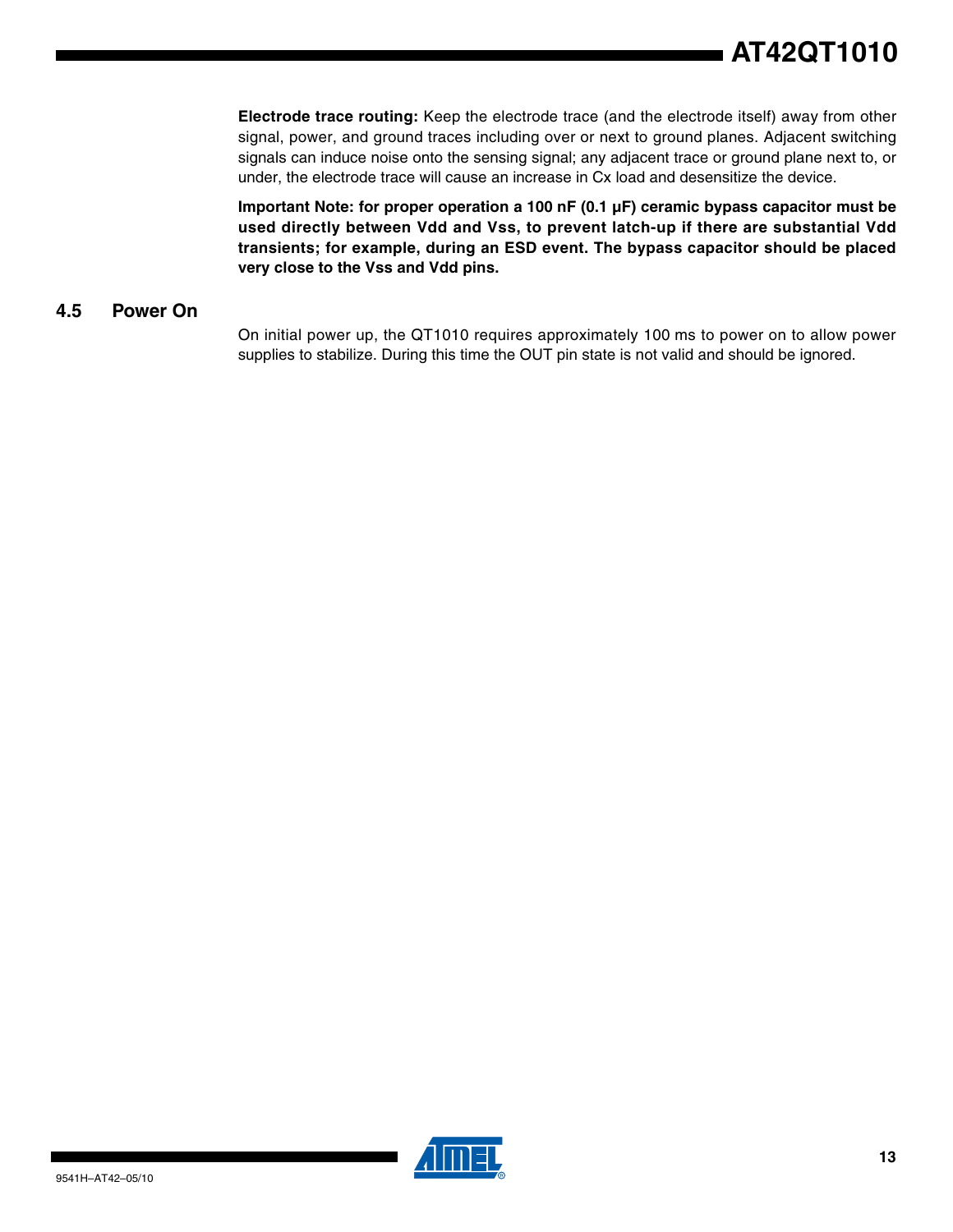**Electrode trace routing:** Keep the electrode trace (and the electrode itself) away from other signal, power, and ground traces including over or next to ground planes. Adjacent switching signals can induce noise onto the sensing signal; any adjacent trace or ground plane next to, or under, the electrode trace will cause an increase in Cx load and desensitize the device.

**Important Note: for proper operation a 100 nF (0.1 µF) ceramic bypass capacitor must be used directly between Vdd and Vss, to prevent latch-up if there are substantial Vdd transients; for example, during an ESD event. The bypass capacitor should be placed very close to the Vss and Vdd pins.**

## 4.5 Power On

On initial power up, the QT1010 requires approximately 100 ms to power on to allow power supplies to stabilize. During this time the OUT pin state is not valid and should be ignored.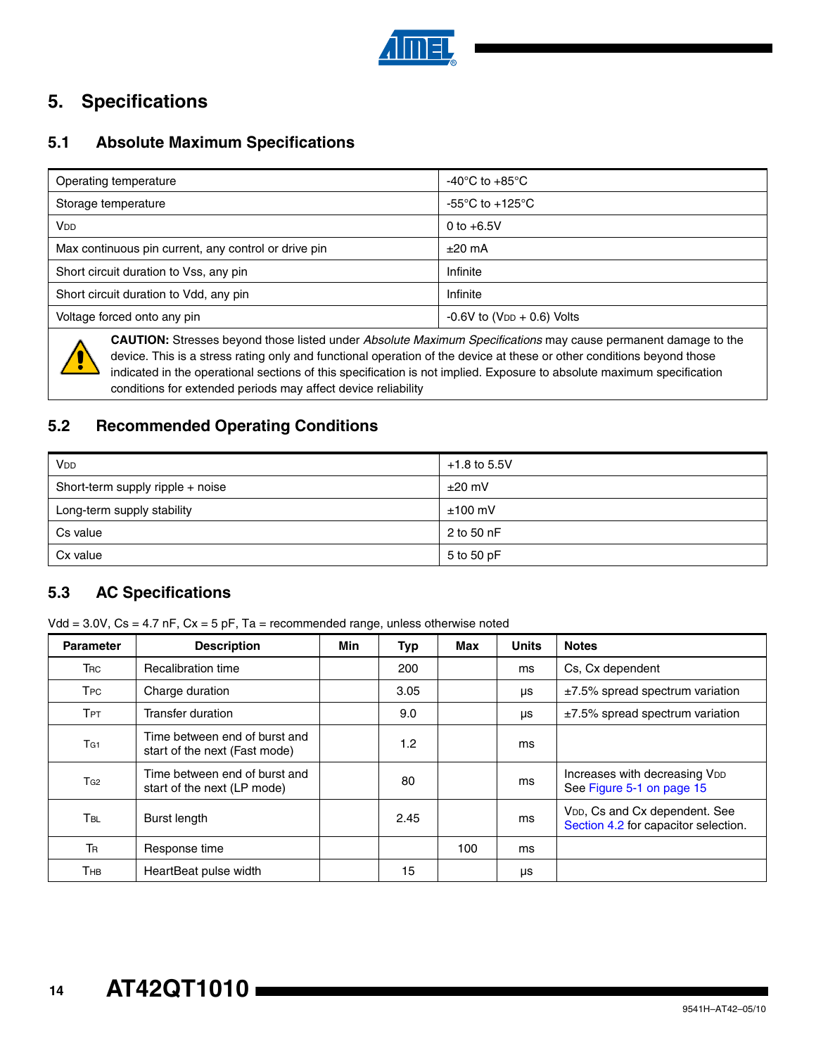# 5. Specifications

## 5.1 Absolute Maximum Specifications

| | |
|---|---|
| Operating temperature | -40°C to +85°C |
| Storage temperature | -55°C to +125°C |
| $V_{DD}$ | 0 to +6.5V |
| Max continuous pin current, any control or drive pin | ±20 mA |
| Short circuit duration to Vss, any pin | Infinite |
| Short circuit duration to Vdd, any pin | Infinite |
| Voltage forced onto any pin | -0.6V to ($V_{DD}$ + 0.6) Volts |

**CAUTION:** Stresses beyond those listed under *Absolute Maximum Specifications* may cause permanent damage to the device. This is a stress rating only and functional operation of the device at these or other conditions beyond those indicated in the operational sections of this specification is not implied. Exposure to absolute maximum specification conditions for extended periods may affect device reliability

## 5.2 Recommended Operating Conditions

| | |
|---|---|
| $V_{DD}$ | +1.8 to 5.5V |
| Short-term supply ripple + noise | ±20 mV |
| Long-term supply stability | ±100 mV |
| Cs value | 2 to 50 nF |
| Cx value | 5 to 50 pF |

## 5.3 AC Specifications

Vdd = 3.0V, Cs = 4.7 nF, Cx = 5 pF, Ta = recommended range, unless otherwise noted

| Parameter | Description | Min | Typ | Max | Units | Notes |
|---|---|---|---|---|---|---|
| $T_{RC}$ | Recalibration time | | 200 | | ms | Cs, Cx dependent |
| $T_{PC}$ | Charge duration | | 3.05 | | µs | ±7.5% spread spectrum variation |
| $T_{PT}$ | Transfer duration | | 9.0 | | µs | ±7.5% spread spectrum variation |
| $T_{G1}$ | Time between end of burst and start of the next (Fast mode) | | 1.2 | | ms | |
| $T_{G2}$ | Time between end of burst and start of the next (LP mode) | | 80 | | ms | Increases with decreasing $V_{DD}$ See Figure 5-1 on page 15 |
| $T_{BL}$ | Burst length | | 2.45 | | ms | $V_{DD}$, Cs and Cx dependent. See Section 4.2 for capacitor selection. |
| $T_R$ | Response time | | | 100 | ms | |
| $T_{HB}$ | HeartBeat pulse width | | 15 | | µs | |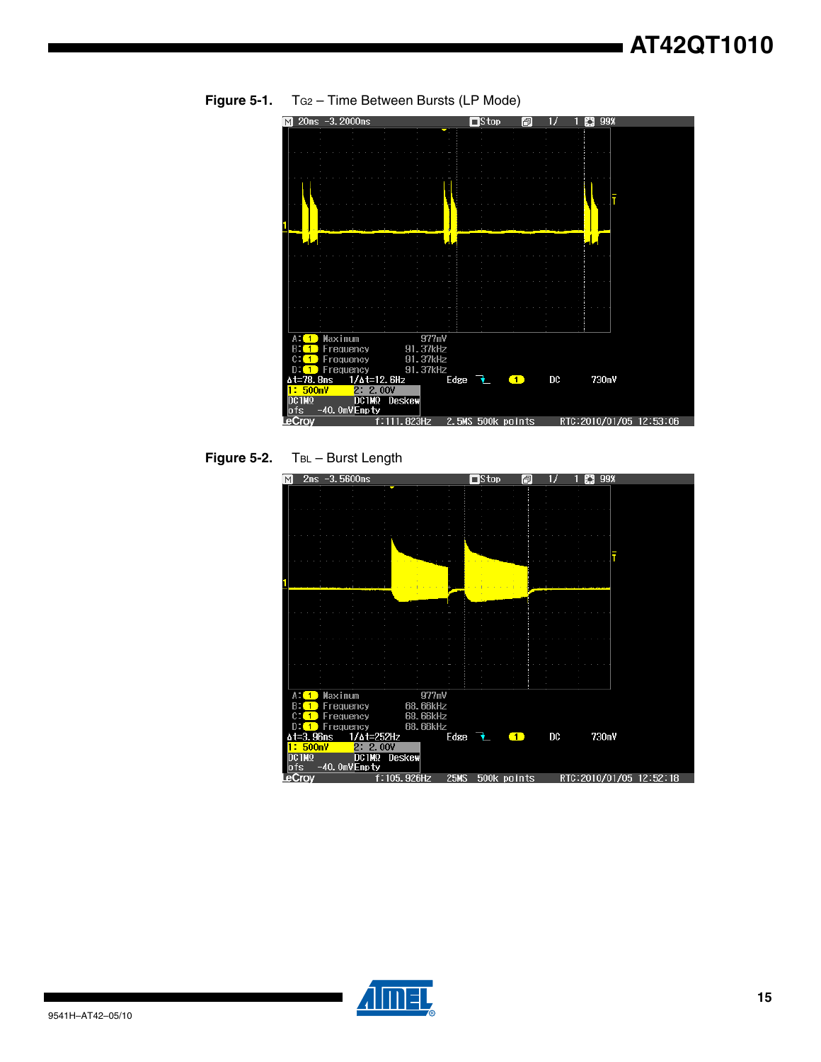**Figure 5-1.** $T_{G2}$ – Time Between Bursts (LP Mode)

**Figure 5-2.** $T_{BL}$ – Burst Length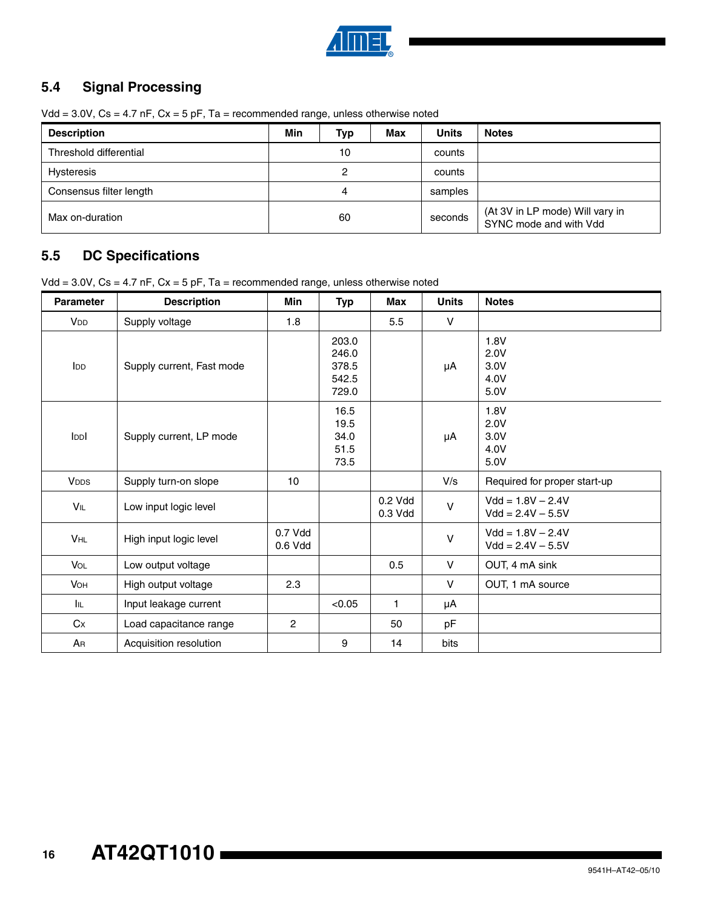## 5.4 Signal Processing

Vdd = 3.0V, Cs = 4.7 nF, Cx = 5 pF, Ta = recommended range, unless otherwise noted

| Description | Min | Typ | Max | Units | Notes |
|---|---|---|---|---|---|
| Threshold differential | | 10 | | counts | |
| Hysteresis | | 2 | | counts | |
| Consensus filter length | | 4 | | samples | |
| Max on-duration | | 60 | | seconds | (At 3V in LP mode) Will vary in SYNC mode and with Vdd |

## 5.5 DC Specifications

Vdd = 3.0V, Cs = 4.7 nF, Cx = 5 pF, Ta = recommended range, unless otherwise noted

| Parameter | Description | Min | Typ | Max | Units | Notes |
|---|---|---|---|---|---|---|
| $V_{DD}$ | Supply voltage | 1.8 | | 5.5 | V | |
| $I_{DD}$ | Supply current, Fast mode | | 203.0<br>246.0<br>378.5<br>542.5<br>729.0 | | µA | 1.8V<br>2.0V<br>3.0V<br>4.0V<br>5.0V |
| $I_{DDl}$ | Supply current, LP mode | | 16.5<br>19.5<br>34.0<br>51.5<br>73.5 | | µA | 1.8V<br>2.0V<br>3.0V<br>4.0V<br>5.0V |
| $V_{DDS}$ | Supply turn-on slope | 10 | | | V/s | Required for proper start-up |
| $V_{IL}$ | Low input logic level | | | 0.2 Vdd<br>0.3 Vdd | V | Vdd = 1.8V – 2.4V<br>Vdd = 2.4V – 5.5V |
| $V_{HL}$ | High input logic level | 0.7 Vdd<br>0.6 Vdd | | | V | Vdd = 1.8V – 2.4V<br>Vdd = 2.4V – 5.5V |
| $V_{OL}$ | Low output voltage | | | 0.5 | V | OUT, 4 mA sink |
| $V_{OH}$ | High output voltage | 2.3 | | | V | OUT, 1 mA source |
| $I_{IL}$ | Input leakage current | | <0.05 | 1 | µA | |
| $C_X$ | Load capacitance range | 2 | | 50 | pF | |
| $A_R$ | Acquisition resolution | | 9 | 14 | bits | |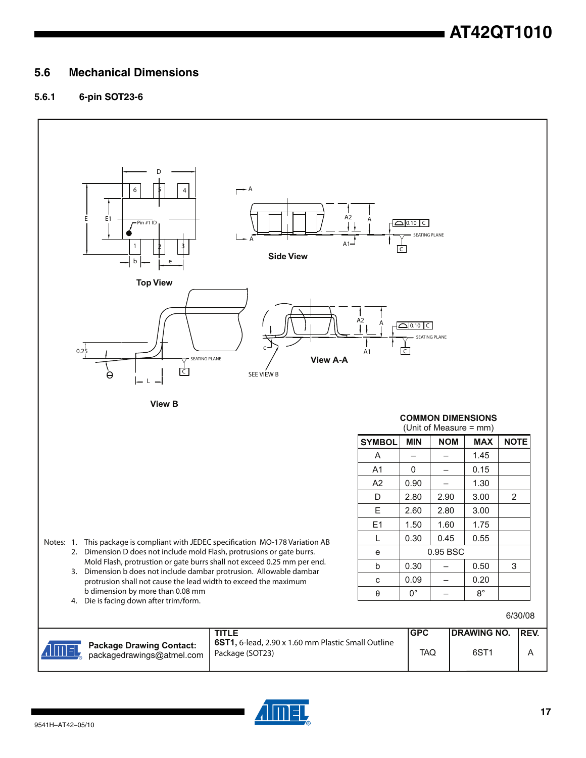## 5.6 Mechanical Dimensions

### 5.6.1 6-pin SOT23-6

Top View

Side View

View A-A

View B

**COMMON DIMENSIONS**
(Unit of Measure = mm)

| SYMBOL | MIN | NOM | MAX | NOTE |
|---|---|---|---|---|
| A | – | – | 1.45 | |
| A1 | 0 | – | 0.15 | |
| A2 | 0.90 | – | 1.30 | |
| D | 2.80 | 2.90 | 3.00 | 2 |
| E | 2.60 | 2.80 | 3.00 | |
| E1 | 1.50 | 1.60 | 1.75 | |
| L | 0.30 | 0.45 | 0.55 | |
| e | | 0.95 BSC | | |
| b | 0.30 | – | 0.50 | 3 |
| c | 0.09 | – | 0.20 | |
| θ | 0° | – | 8° | |

Notes:
1. This package is compliant with JEDEC specification MO-178 Variation AB
2. Dimension D does not include mold Flash, protrusions or gate burrs. Mold Flash, protrustion or gate burrs shall not exceed 0.25 mm per end.
3. Dimension b does not include dambar protrusion. Allowable dambar protrusion shall not cause the lead width to exceed the maximum b dimension by more than 0.08 mm
4. Die is facing down after trim/form.

6/30/08

| Package Drawing Contact: packagedrawings@atmel.com | TITLE **6ST1,** 6-lead, 2.90 x 1.60 mm Plastic Small Outline Package (SOT23) | GPC TAQ | DRAWING NO. 6ST1 | REV. A |
|---|---|---|---|---|

9541H–AT42–05/10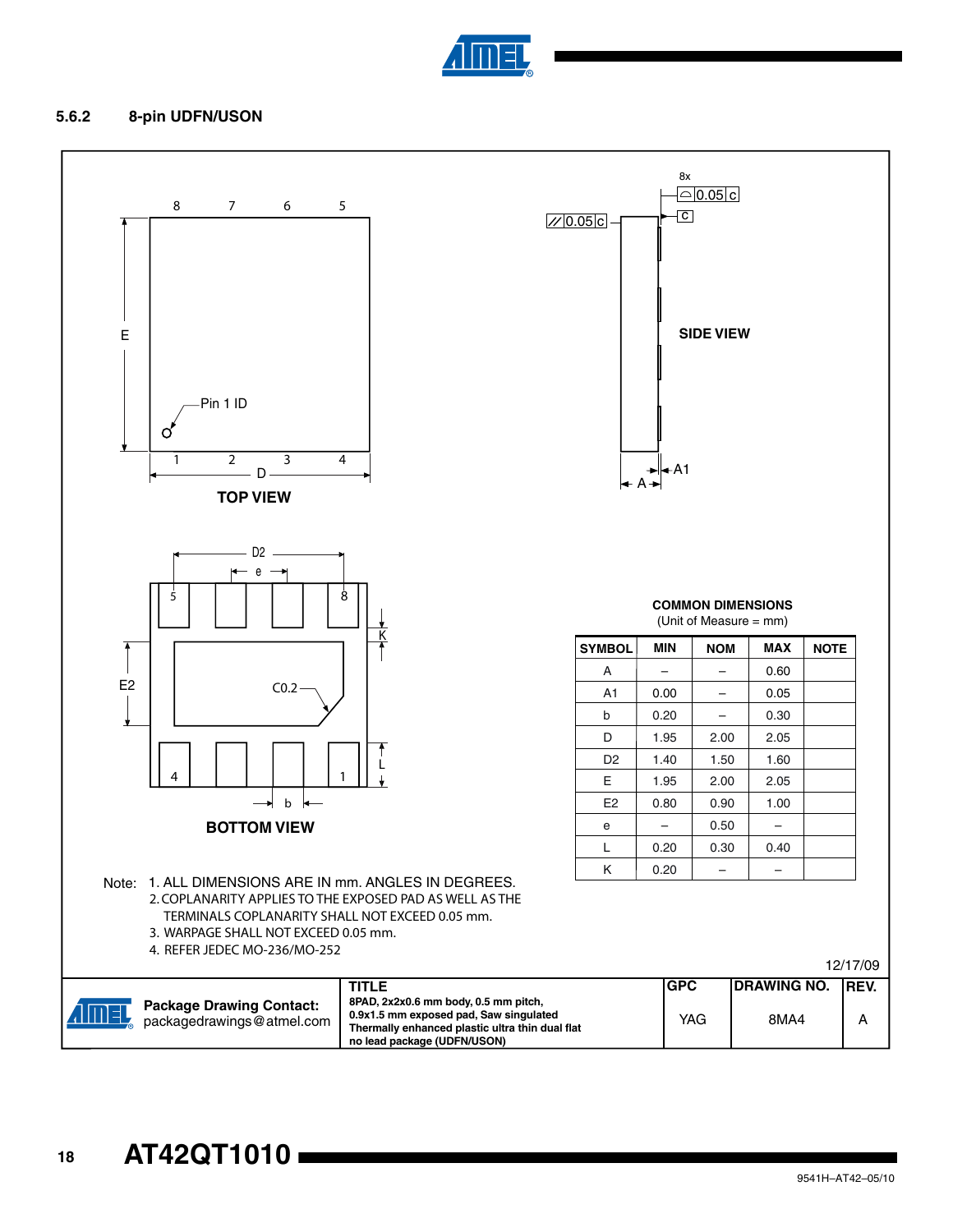### 5.6.2 8-pin UDFN/USON

**TOP VIEW**

**SIDE VIEW**

**BOTTOM VIEW**

**COMMON DIMENSIONS**
(Unit of Measure = mm)

| SYMBOL | MIN | NOM | MAX | NOTE |
|---|---|---|---|---|
| A | – | – | 0.60 | |
| A1 | 0.00 | – | 0.05 | |
| b | 0.20 | – | 0.30 | |
| D | 1.95 | 2.00 | 2.05 | |
| D2 | 1.40 | 1.50 | 1.60 | |
| E | 1.95 | 2.00 | 2.05 | |
| E2 | 0.80 | 0.90 | 1.00 | |
| e | – | 0.50 | – | |
| L | 0.20 | 0.30 | 0.40 | |
| K | 0.20 | – | – | |

Note:
1. ALL DIMENSIONS ARE IN mm. ANGLES IN DEGREES.
2. COPLANARITY APPLIES TO THE EXPOSED PAD AS WELL AS THE TERMINALS COPLANARITY SHALL NOT EXCEED 0.05 mm.
3. WARPAGE SHALL NOT EXCEED 0.05 mm.
4. REFER JEDEC MO-236/MO-252

12/17/09

| Package Drawing Contact: packagedrawings@atmel.com | TITLE 8PAD, 2x2x0.6 mm body, 0.5 mm pitch, 0.9x1.5 mm exposed pad, Saw singulated Thermally enhanced plastic ultra thin dual flat no lead package (UDFN/USON) | GPC | DRAWING NO. | REV. |
|---|---|---|---|---|
| | | YAG | 8MA4 | A |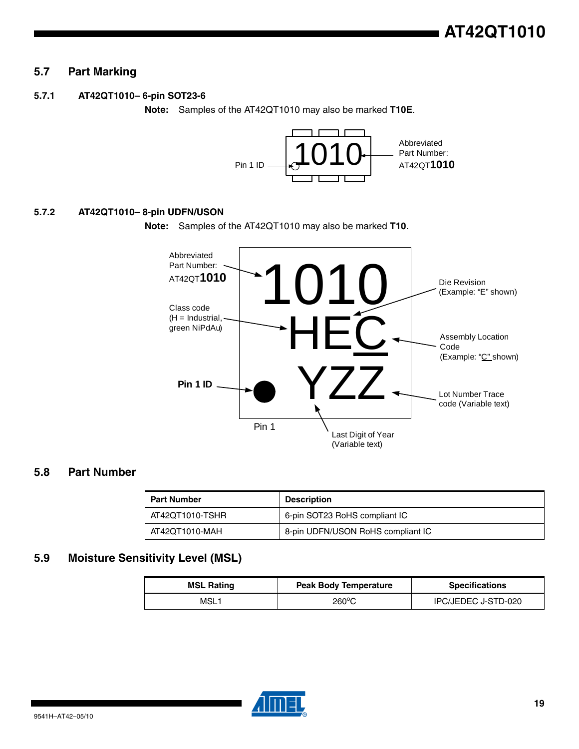## 5.7 Part Marking

### 5.7.1 AT42QT1010– 6-pin SOT23-6

**Note:** Samples of the AT42QT1010 may also be marked **T10E**.

Pin 1 ID

1010

Abbreviated Part Number: AT42QT**1010**

### 5.7.2 AT42QT1010– 8-pin UDFN/USON

**Note:** Samples of the AT42QT1010 may also be marked **T10**.

1010
HEC
YZZ

Abbreviated Part Number: AT42QT**1010**

Class code (H = Industrial, green NiPdAu)

Die Revision (Example: "E" shown)

Assembly Location Code (Example: "C" shown)

**Pin 1 ID**

Lot Number Trace code (Variable text)

Pin 1

Last Digit of Year (Variable text)

## 5.8 Part Number

| Part Number | Description |
|---|---|
| AT42QT1010-TSHR | 6-pin SOT23 RoHS compliant IC |
| AT42QT1010-MAH | 8-pin UDFN/USON RoHS compliant IC |

## 5.9 Moisture Sensitivity Level (MSL)

| MSL Rating | Peak Body Temperature | Specifications |
|---|---|---|
| MSL1 | 260°C | IPC/JEDEC J-STD-020 |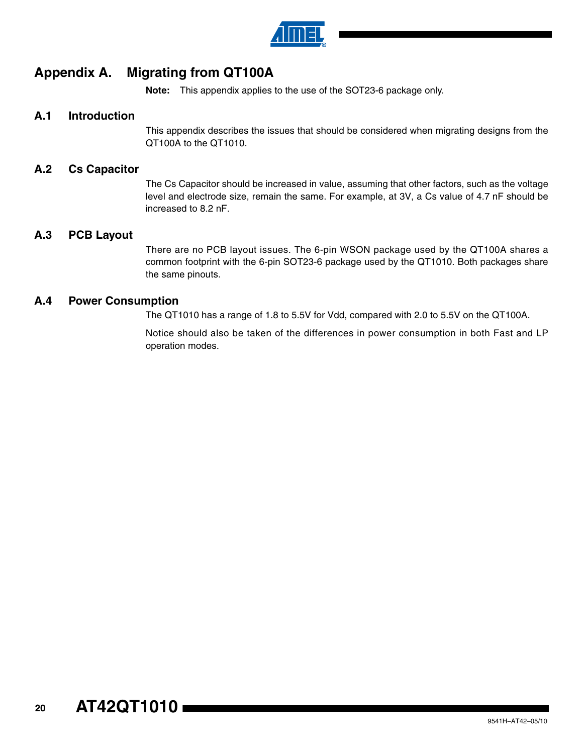# Appendix A. Migrating from QT100A

**Note:** This appendix applies to the use of the SOT23-6 package only.

## A.1 Introduction

This appendix describes the issues that should be considered when migrating designs from the QT100A to the QT1010.

## A.2 Cs Capacitor

The Cs Capacitor should be increased in value, assuming that other factors, such as the voltage level and electrode size, remain the same. For example, at 3V, a Cs value of 4.7 nF should be increased to 8.2 nF.

## A.3 PCB Layout

There are no PCB layout issues. The 6-pin WSON package used by the QT100A shares a common footprint with the 6-pin SOT23-6 package used by the QT1010. Both packages share the same pinouts.

## A.4 Power Consumption

The QT1010 has a range of 1.8 to 5.5V for Vdd, compared with 2.0 to 5.5V on the QT100A.

Notice should also be taken of the differences in power consumption in both Fast and LP operation modes.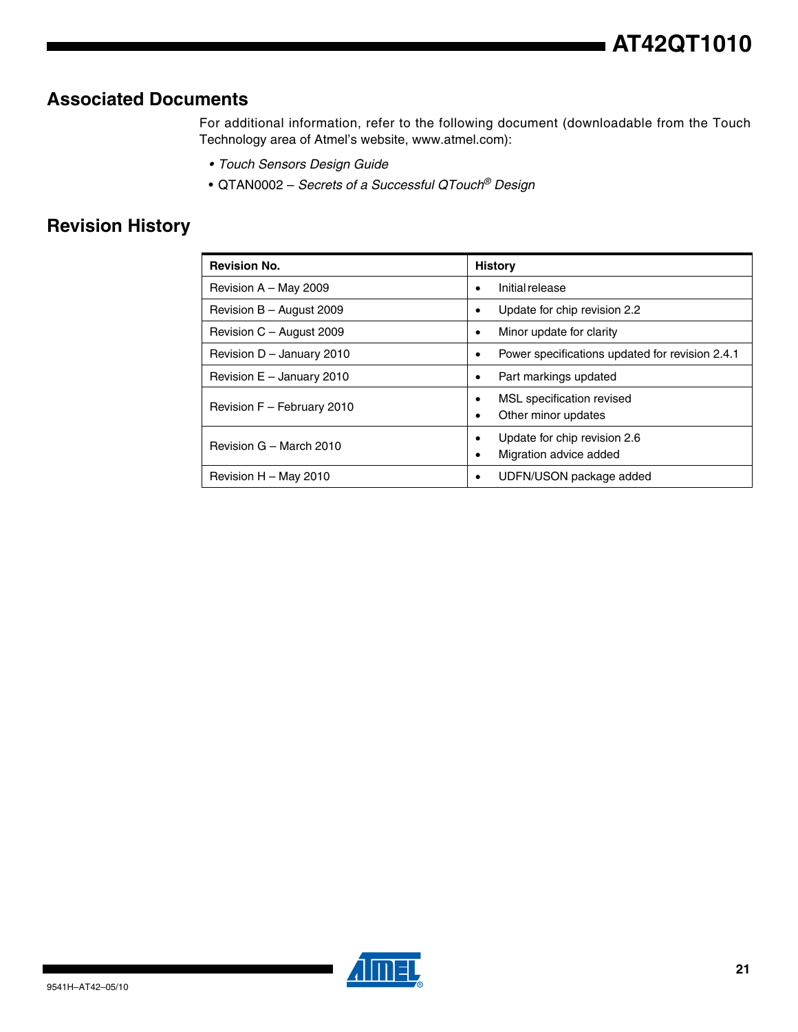## Associated Documents

For additional information, refer to the following document (downloadable from the Touch Technology area of Atmel's website, www.atmel.com):

- *Touch Sensors Design Guide*
- QTAN0002 – *Secrets of a Successful QTouch® Design*

## Revision History

| Revision No. | History |
|---|---|
| Revision A – May 2009 | • Initial release |
| Revision B – August 2009 | • Update for chip revision 2.2 |
| Revision C – August 2009 | • Minor update for clarity |
| Revision D – January 2010 | • Power specifications updated for revision 2.4.1 |
| Revision E – January 2010 | • Part markings updated |
| Revision F – February 2010 | • MSL specification revised<br>• Other minor updates |
| Revision G – March 2010 | • Update for chip revision 2.6<br>• Migration advice added |
| Revision H – May 2010 | • UDFN/USON package added |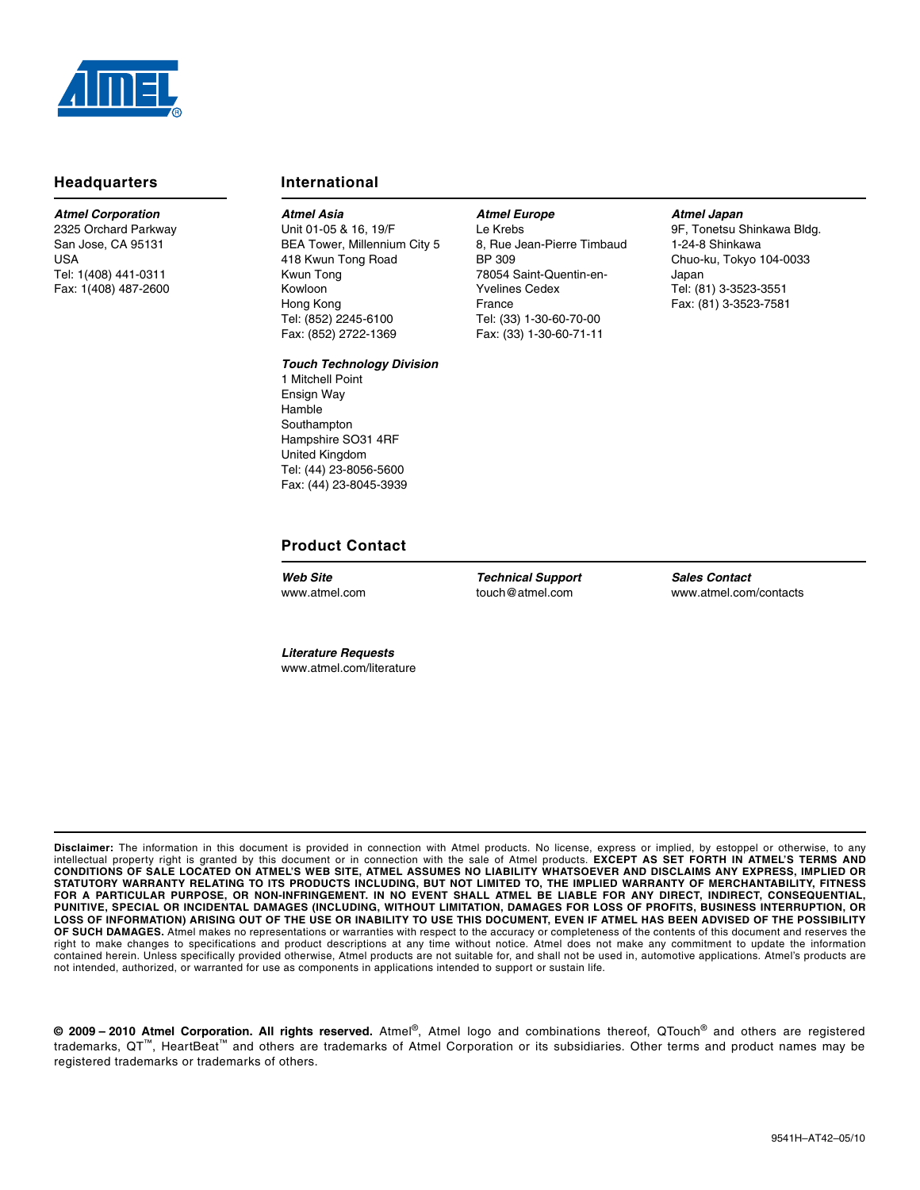## Headquarters

***Atmel Corporation***
2325 Orchard Parkway
San Jose, CA 95131
USA
Tel: 1(408) 441-0311
Fax: 1(408) 487-2600

## International

***Atmel Asia***
Unit 01-05 & 16, 19/F
BEA Tower, Millennium City 5
418 Kwun Tong Road
Kwun Tong
Kowloon
Hong Kong
Tel: (852) 2245-6100
Fax: (852) 2722-1369

***Atmel Europe***
Le Krebs
8, Rue Jean-Pierre Timbaud
BP 309
78054 Saint-Quentin-en-Yvelines Cedex
France
Tel: (33) 1-30-60-70-00
Fax: (33) 1-30-60-71-11

***Atmel Japan***
9F, Tonetsu Shinkawa Bldg.
1-24-8 Shinkawa
Chuo-ku, Tokyo 104-0033
Japan
Tel: (81) 3-3523-3551
Fax: (81) 3-3523-7581

***Touch Technology Division***
1 Mitchell Point
Ensign Way
Hamble
Southampton
Hampshire SO31 4RF
United Kingdom
Tel: (44) 23-8056-5600
Fax: (44) 23-8045-3939

## Product Contact

***Web Site***
www.atmel.com

***Technical Support***
touch@atmel.com

***Sales Contact***
www.atmel.com/contacts

***Literature Requests***
www.atmel.com/literature

**Disclaimer:** The information in this document is provided in connection with Atmel products. No license, express or implied, by estoppel or otherwise, to any intellectual property right is granted by this document or in connection with the sale of Atmel products. **EXCEPT AS SET FORTH IN ATMEL'S TERMS AND CONDITIONS OF SALE LOCATED ON ATMEL'S WEB SITE, ATMEL ASSUMES NO LIABILITY WHATSOEVER AND DISCLAIMS ANY EXPRESS, IMPLIED OR STATUTORY WARRANTY RELATING TO ITS PRODUCTS INCLUDING, BUT NOT LIMITED TO, THE IMPLIED WARRANTY OF MERCHANTABILITY, FITNESS FOR A PARTICULAR PURPOSE, OR NON-INFRINGEMENT. IN NO EVENT SHALL ATMEL BE LIABLE FOR ANY DIRECT, INDIRECT, CONSEQUENTIAL, PUNITIVE, SPECIAL OR INCIDENTAL DAMAGES (INCLUDING, WITHOUT LIMITATION, DAMAGES FOR LOSS OF PROFITS, BUSINESS INTERRUPTION, OR LOSS OF INFORMATION) ARISING OUT OF THE USE OR INABILITY TO USE THIS DOCUMENT, EVEN IF ATMEL HAS BEEN ADVISED OF THE POSSIBILITY OF SUCH DAMAGES.** Atmel makes no representations or warranties with respect to the accuracy or completeness of the contents of this document and reserves the right to make changes to specifications and product descriptions at any time without notice. Atmel does not make any commitment to update the information contained herein. Unless specifically provided otherwise, Atmel products are not suitable for, and shall not be used in, automotive applications. Atmel's products are not intended, authorized, or warranted for use as components in applications intended to support or sustain life.

**© 2009 – 2010 Atmel Corporation. All rights reserved.** Atmel®, Atmel logo and combinations thereof, QTouch® and others are registered trademarks, QT™, HeartBeat™ and others are trademarks of Atmel Corporation or its subsidiaries. Other terms and product names may be registered trademarks or trademarks of others.

9541H–AT42–05/10